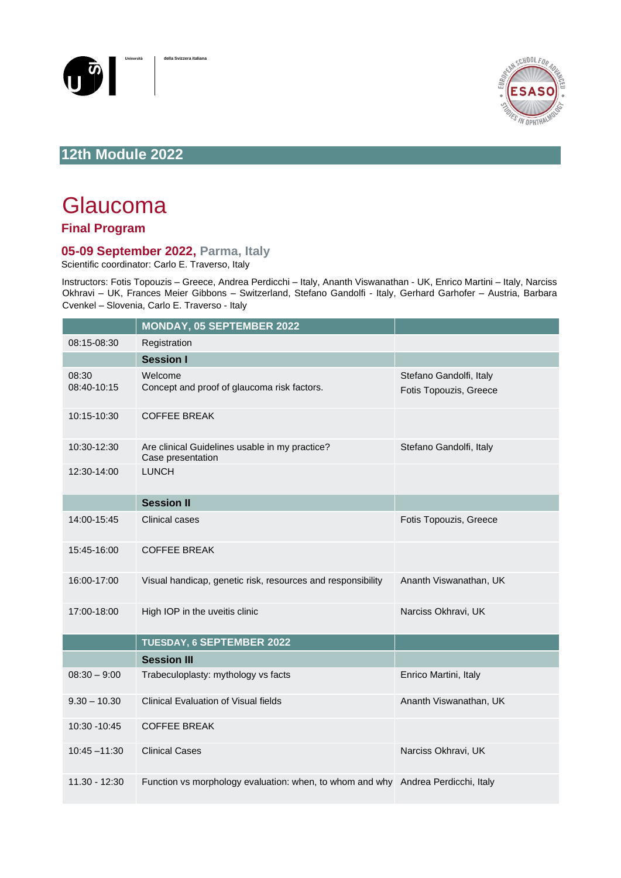Università della Svizzera italiana

## 12th Module 2022

# Glaucoma

### Final Program

### 05-09 September 2022, Parma, Italy

Scientific coordinator: Carlo E. Traverso, Italy

Instructors: Fotis Topouzis – Greece, Andrea Perdicchi – Italy, Ananth Viswanathan - UK, Enrico Martini – Italy, Narciss Okhravi – UK, Frances Meier Gibbons – Switzerland, Stefano Gandolfi - Italy, Gerhard Garhofer – Austria, Barbara Cvenkel – Slovenia, Carlo E. Traverso - Italy

| | **MONDAY, 05 SEPTEMBER 2022** | |
|---|---|---|
| 08:15-08:30 | Registration | |
| | **Session I** | |
| 08:30<br>08:40-10:15 | Welcome<br>Concept and proof of glaucoma risk factors. | Stefano Gandolfi, Italy<br>Fotis Topouzis, Greece |
| 10:15-10:30 | COFFEE BREAK | |
| 10:30-12:30 | Are clinical Guidelines usable in my practice?<br>Case presentation | Stefano Gandolfi, Italy |
| 12:30-14:00 | LUNCH | |
| | **Session II** | |
| 14:00-15:45 | Clinical cases | Fotis Topouzis, Greece |
| 15:45-16:00 | COFFEE BREAK | |
| 16:00-17:00 | Visual handicap, genetic risk, resources and responsibility | Ananth Viswanathan, UK |
| 17:00-18:00 | High IOP in the uveitis clinic | Narciss Okhravi, UK |
| | **TUESDAY, 6 SEPTEMBER 2022** | |
| | **Session III** | |
| 08:30 – 9:00 | Trabeculoplasty: mythology vs facts | Enrico Martini, Italy |
| 9.30 – 10.30 | Clinical Evaluation of Visual fields | Ananth Viswanathan, UK |
| 10:30 -10:45 | COFFEE BREAK | |
| 10:45 –11:30 | Clinical Cases | Narciss Okhravi, UK |
| 11.30 - 12:30 | Function vs morphology evaluation: when, to whom and why | Andrea Perdicchi, Italy |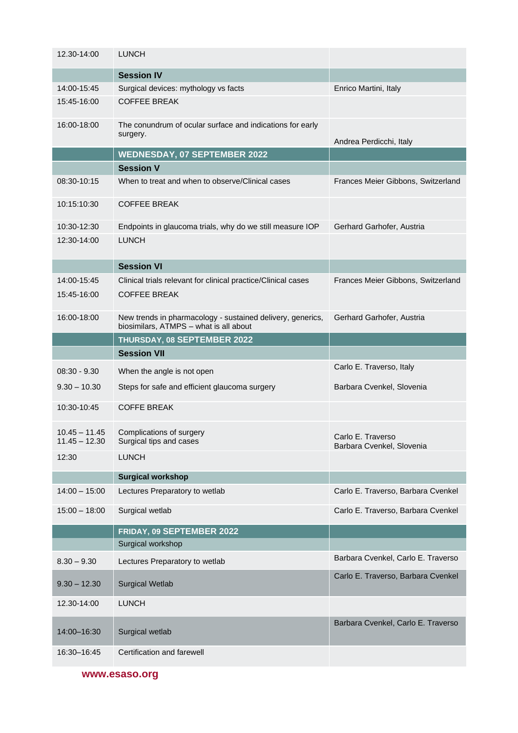| | | |
|---|---|---|
| 12.30-14:00 | LUNCH | |
| | **Session IV** | |
| 14:00-15:45 | Surgical devices: mythology vs facts | Enrico Martini, Italy |
| 15:45-16:00 | COFFEE BREAK | |
| 16:00-18:00 | The conundrum of ocular surface and indications for early surgery. | Andrea Perdicchi, Italy |
| | **WEDNESDAY, 07 SEPTEMBER 2022** | |
| | **Session V** | |
| 08:30-10:15 | When to treat and when to observe/Clinical cases | Frances Meier Gibbons, Switzerland |
| 10:15:10:30 | COFFEE BREAK | |
| 10:30-12:30 | Endpoints in glaucoma trials, why do we still measure IOP | Gerhard Garhofer, Austria |
| 12:30-14:00 | LUNCH | |
| | **Session VI** | |
| 14:00-15:45 | Clinical trials relevant for clinical practice/Clinical cases | Frances Meier Gibbons, Switzerland |
| 15:45-16:00 | COFFEE BREAK | |
| 16:00-18:00 | New trends in pharmacology - sustained delivery, generics, biosimilars, ATMPS – what is all about | Gerhard Garhofer, Austria |
| | **THURSDAY, 08 SEPTEMBER 2022** | |
| | **Session VII** | |
| 08:30 - 9.30 | When the angle is not open | Carlo E. Traverso, Italy |
| 9.30 – 10.30 | Steps for safe and efficient glaucoma surgery | Barbara Cvenkel, Slovenia |
| 10:30-10:45 | COFFE BREAK | |
| 10.45 – 11.45<br>11.45 – 12.30 | Complications of surgery<br>Surgical tips and cases | Carlo E. Traverso<br>Barbara Cvenkel, Slovenia |
| 12:30 | LUNCH | |
| | **Surgical workshop** | |
| 14:00 – 15:00 | Lectures Preparatory to wetlab | Carlo E. Traverso, Barbara Cvenkel |
| 15:00 – 18:00 | Surgical wetlab | Carlo E. Traverso, Barbara Cvenkel |
| | **FRIDAY, 09 SEPTEMBER 2022** | |
| | Surgical workshop | |
| 8.30 – 9.30 | Lectures Preparatory to wetlab | Barbara Cvenkel, Carlo E. Traverso |
| 9.30 – 12.30 | Surgical Wetlab | Carlo E. Traverso, Barbara Cvenkel |
| 12.30-14:00 | LUNCH | |
| 14:00–16:30 | Surgical wetlab | Barbara Cvenkel, Carlo E. Traverso |
| 16:30–16:45 | Certification and farewell | |

**www.esaso.org**